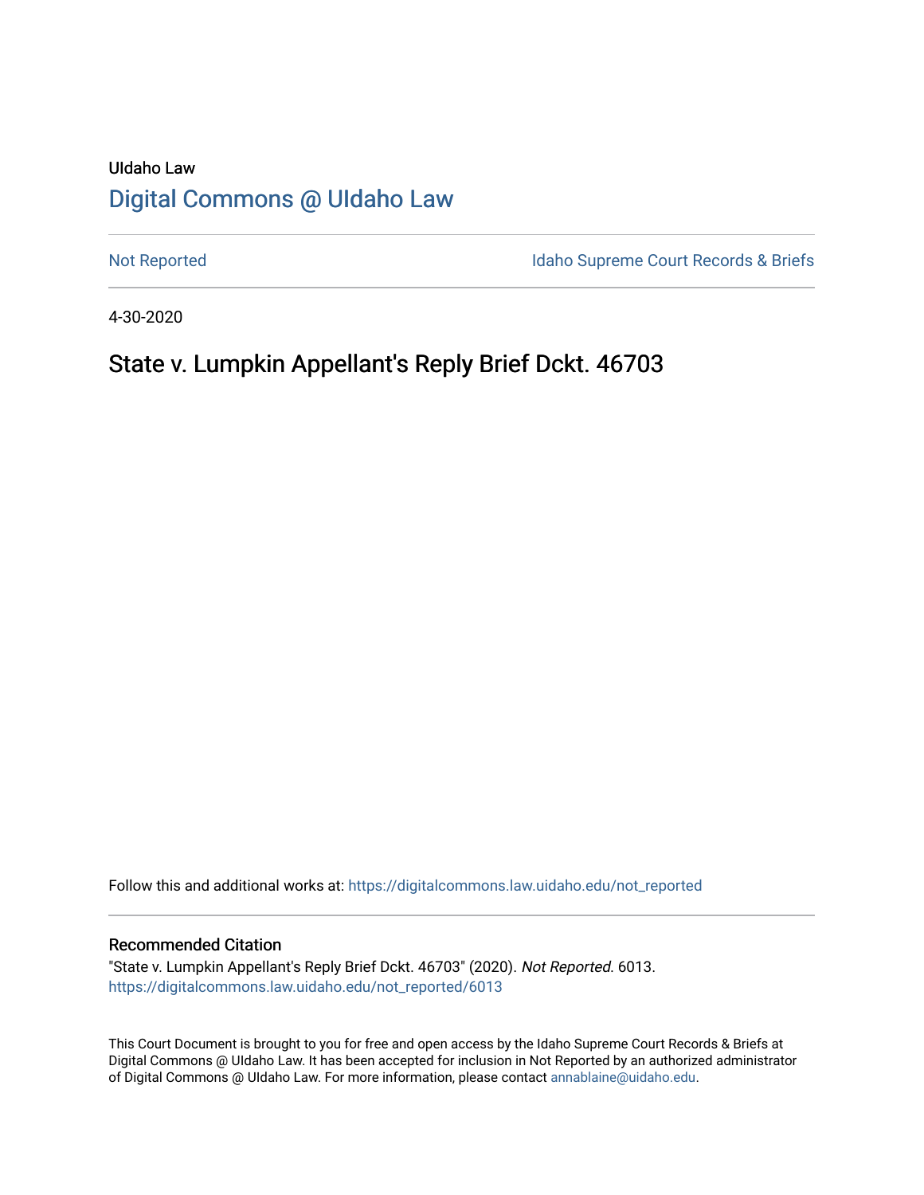UIdaho Law

# Digital Commons @ UIdaho Law

Not Reported

Idaho Supreme Court Records & Briefs

4-30-2020

## State v. Lumpkin Appellant's Reply Brief Dckt. 46703

Follow this and additional works at: https://digitalcommons.law.uidaho.edu/not_reported

### Recommended Citation

"State v. Lumpkin Appellant's Reply Brief Dckt. 46703" (2020). *Not Reported*. 6013.
https://digitalcommons.law.uidaho.edu/not_reported/6013

This Court Document is brought to you for free and open access by the Idaho Supreme Court Records & Briefs at Digital Commons @ UIdaho Law. It has been accepted for inclusion in Not Reported by an authorized administrator of Digital Commons @ UIdaho Law. For more information, please contact annablaine@uidaho.edu.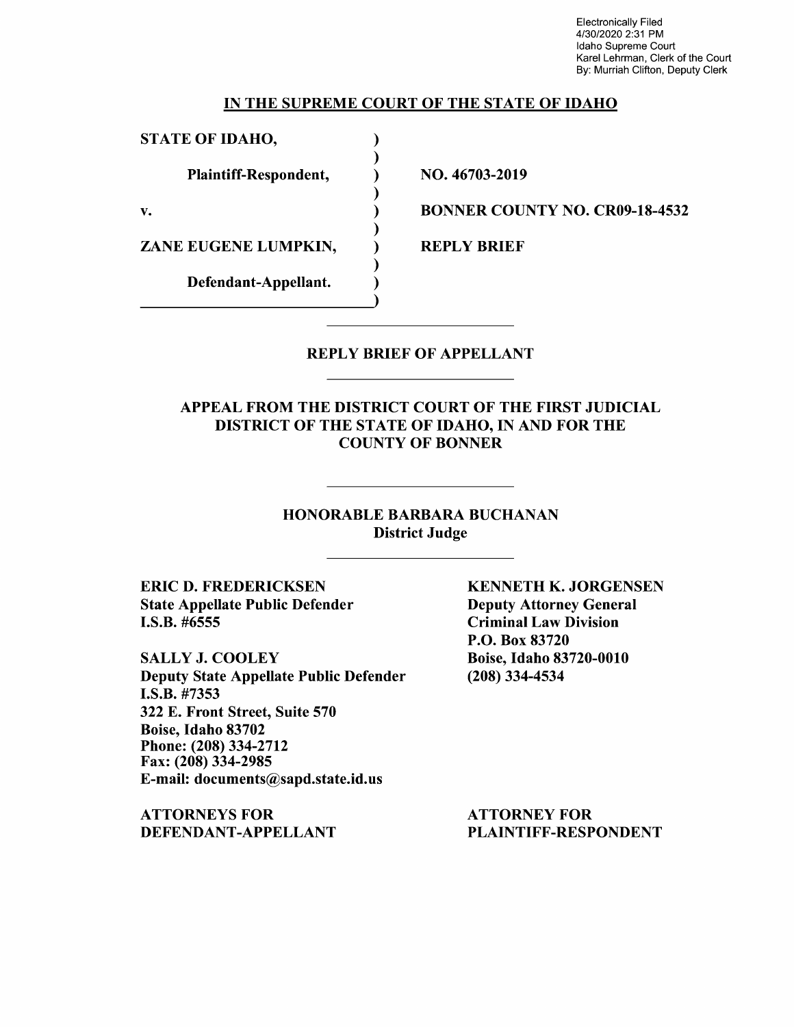Electronically Filed
4/30/2020 2:31 PM
Idaho Supreme Court
Karel Lehrman, Clerk of the Court
By: Murriah Clifton, Deputy Clerk

**IN THE SUPREME COURT OF THE STATE OF IDAHO**

| | |
|---|---|
| **STATE OF IDAHO,** | |
| **Plaintiff-Respondent,** | **NO. 46703-2019** |
| **v.** | **BONNER COUNTY NO. CR09-18-4532** |
| **ZANE EUGENE LUMPKIN,** | **REPLY BRIEF** |
| **Defendant-Appellant.** | |

**REPLY BRIEF OF APPELLANT**

**APPEAL FROM THE DISTRICT COURT OF THE FIRST JUDICIAL DISTRICT OF THE STATE OF IDAHO, IN AND FOR THE COUNTY OF BONNER**

**HONORABLE BARBARA BUCHANAN**
**District Judge**

**ERIC D. FREDERICKSEN**
**State Appellate Public Defender**
**I.S.B. #6555**

**SALLY J. COOLEY**
**Deputy State Appellate Public Defender**
**I.S.B. #7353**
**322 E. Front Street, Suite 570**
**Boise, Idaho 83702**
**Phone: (208) 334-2712**
**Fax: (208) 334-2985**
**E-mail: documents@sapd.state.id.us**

**ATTORNEYS FOR DEFENDANT-APPELLANT**

**KENNETH K. JORGENSEN**
**Deputy Attorney General**
**Criminal Law Division**
**P.O. Box 83720**
**Boise, Idaho 83720-0010**
**(208) 334-4534**

**ATTORNEY FOR PLAINTIFF-RESPONDENT**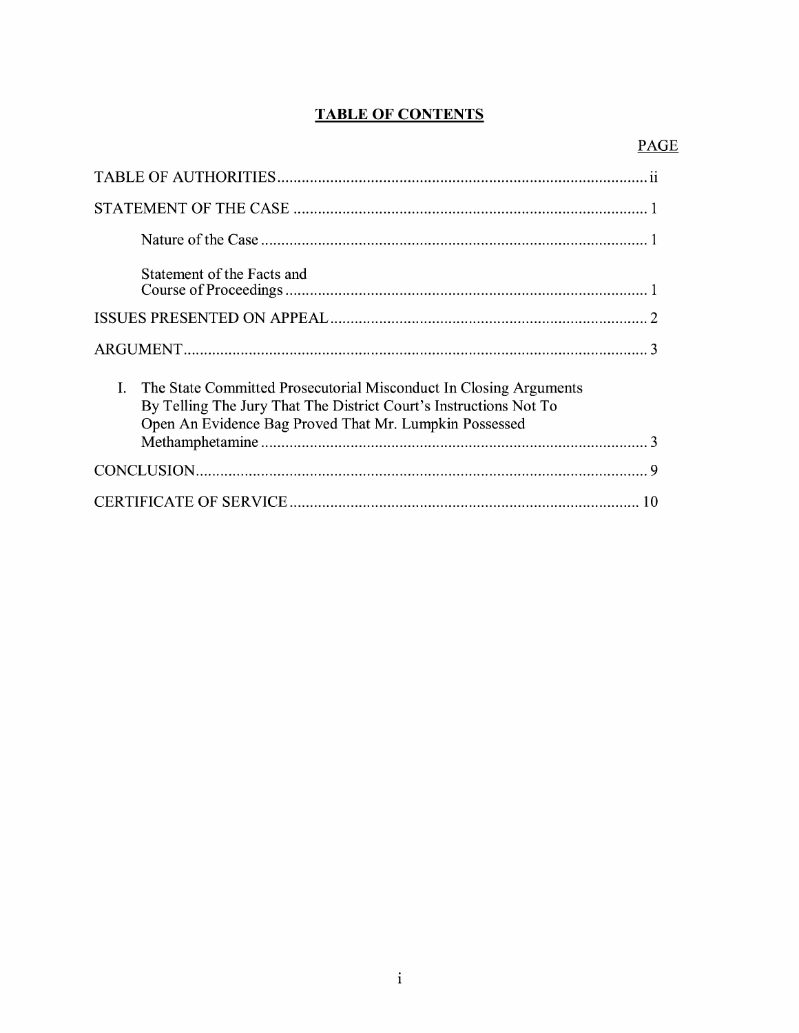# TABLE OF CONTENTS

| | PAGE |
|---|---|
| TABLE OF AUTHORITIES | ii |
| STATEMENT OF THE CASE | 1 |
| Nature of the Case | 1 |
| Statement of the Facts and Course of Proceedings | 1 |
| ISSUES PRESENTED ON APPEAL | 2 |
| ARGUMENT | 3 |
| I. The State Committed Prosecutorial Misconduct In Closing Arguments By Telling The Jury That The District Court's Instructions Not To Open An Evidence Bag Proved That Mr. Lumpkin Possessed Methamphetamine | 3 |
| CONCLUSION | 9 |
| CERTIFICATE OF SERVICE | 10 |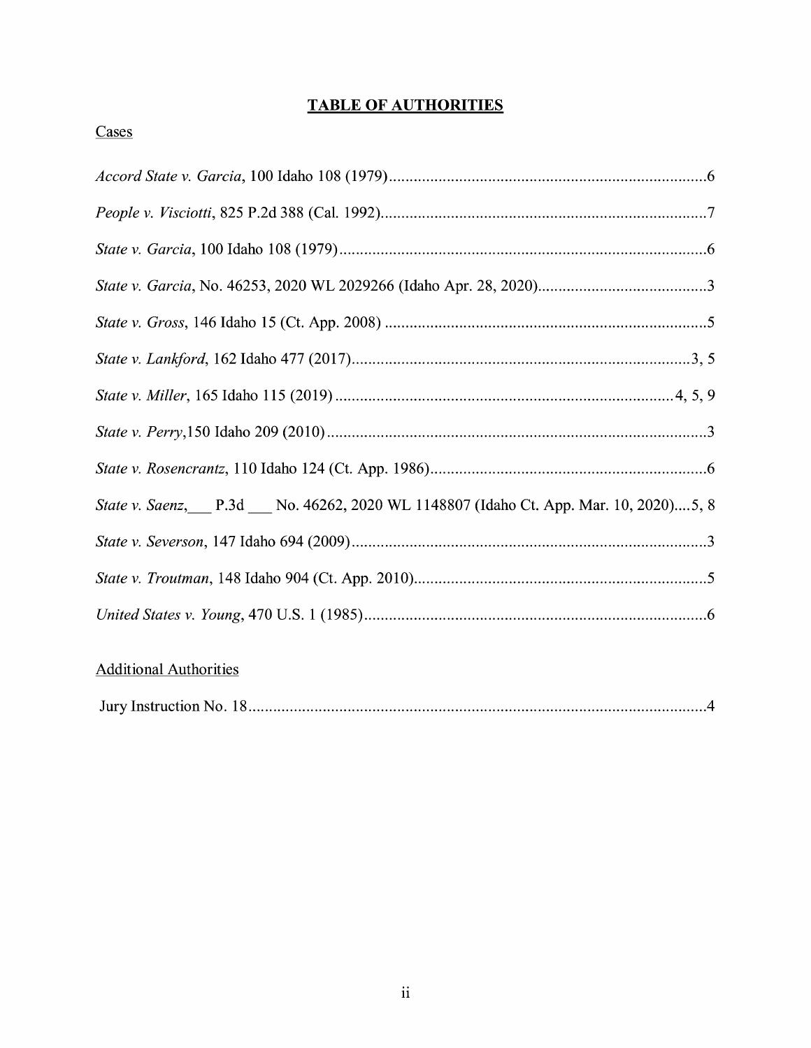# TABLE OF AUTHORITIES

Cases

*Accord State v. Garcia*, 100 Idaho 108 (1979) ............................................................................6

*People v. Visciotti*, 825 P.2d 388 (Cal. 1992) ..............................................................................7

*State v. Garcia*, 100 Idaho 108 (1979) ........................................................................................6

*State v. Garcia*, No. 46253, 2020 WL 2029266 (Idaho Apr. 28, 2020) .........................................3

*State v. Gross*, 146 Idaho 15 (Ct. App. 2008) .............................................................................5

*State v. Lankford*, 162 Idaho 477 (2017) ..................................................................................3, 5

*State v. Miller*, 165 Idaho 115 (2019) .................................................................................4, 5, 9

*State v. Perry*,150 Idaho 209 (2010) ...........................................................................................3

*State v. Rosencrantz*, 110 Idaho 124 (Ct. App. 1986) ..................................................................6

*State v. Saenz*,___ P.3d ___ No. 46262, 2020 WL 1148807 (Idaho Ct. App. Mar. 10, 2020) ....5, 8

*State v. Severson*, 147 Idaho 694 (2009) .....................................................................................3

*State v. Troutman*, 148 Idaho 904 (Ct. App. 2010) ......................................................................5

*United States v. Young*, 470 U.S. 1 (1985) ..................................................................................6

Additional Authorities

Jury Instruction No. 18 ...............................................................................................................4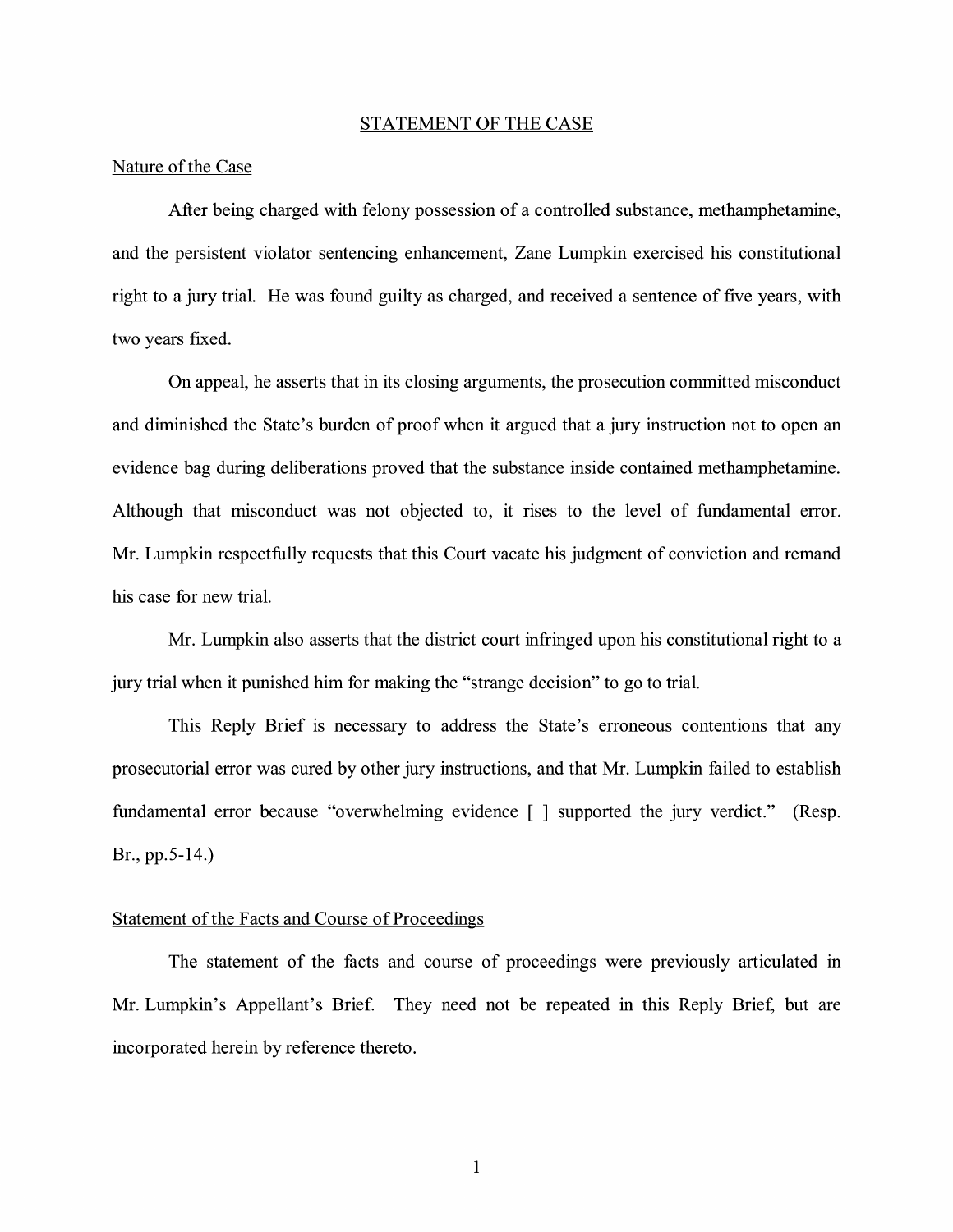## STATEMENT OF THE CASE

### Nature of the Case

After being charged with felony possession of a controlled substance, methamphetamine, and the persistent violator sentencing enhancement, Zane Lumpkin exercised his constitutional right to a jury trial. He was found guilty as charged, and received a sentence of five years, with two years fixed.

On appeal, he asserts that in its closing arguments, the prosecution committed misconduct and diminished the State's burden of proof when it argued that a jury instruction not to open an evidence bag during deliberations proved that the substance inside contained methamphetamine. Although that misconduct was not objected to, it rises to the level of fundamental error. Mr. Lumpkin respectfully requests that this Court vacate his judgment of conviction and remand his case for new trial.

Mr. Lumpkin also asserts that the district court infringed upon his constitutional right to a jury trial when it punished him for making the "strange decision" to go to trial.

This Reply Brief is necessary to address the State's erroneous contentions that any prosecutorial error was cured by other jury instructions, and that Mr. Lumpkin failed to establish fundamental error because "overwhelming evidence [ ] supported the jury verdict." (Resp. Br., pp.5-14.)

### Statement of the Facts and Course of Proceedings

The statement of the facts and course of proceedings were previously articulated in Mr. Lumpkin's Appellant's Brief. They need not be repeated in this Reply Brief, but are incorporated herein by reference thereto.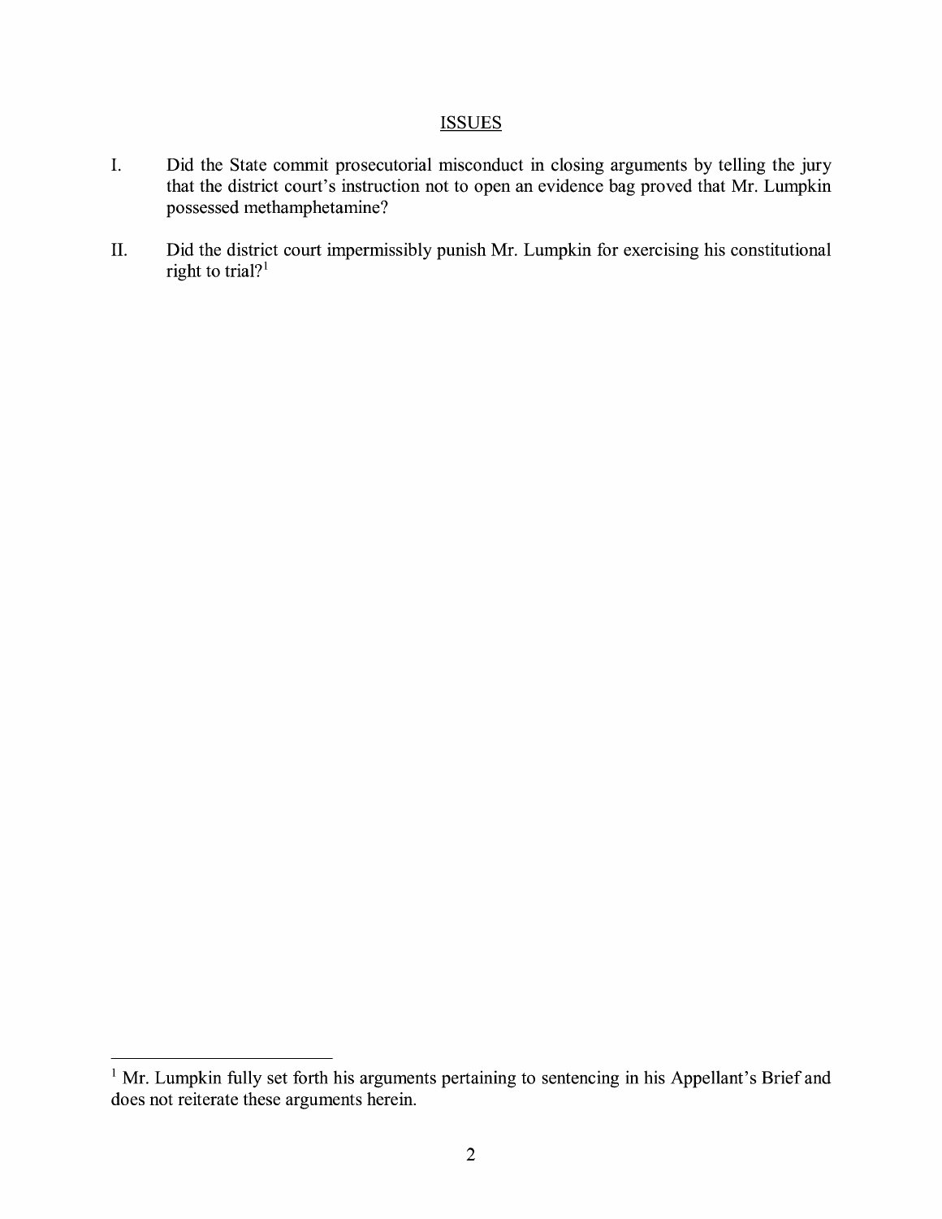## ISSUES

I. Did the State commit prosecutorial misconduct in closing arguments by telling the jury that the district court's instruction not to open an evidence bag proved that Mr. Lumpkin possessed methamphetamine?

II. Did the district court impermissibly punish Mr. Lumpkin for exercising his constitutional right to trial?[1]

[1] Mr. Lumpkin fully set forth his arguments pertaining to sentencing in his Appellant's Brief and does not reiterate these arguments herein.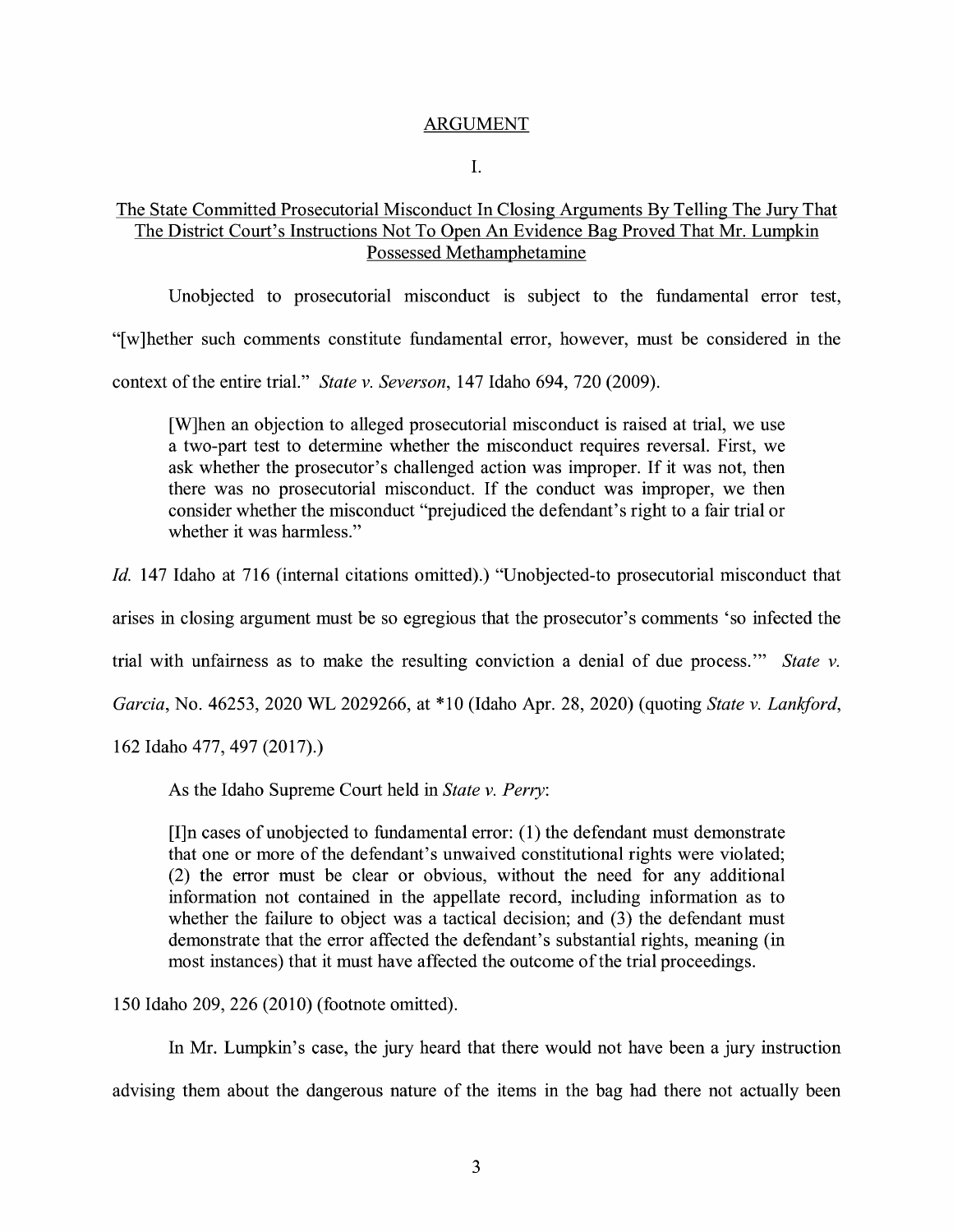## ARGUMENT

### I.

### The State Committed Prosecutorial Misconduct In Closing Arguments By Telling The Jury That The District Court's Instructions Not To Open An Evidence Bag Proved That Mr. Lumpkin Possessed Methamphetamine

Unobjected to prosecutorial misconduct is subject to the fundamental error test, "[w]hether such comments constitute fundamental error, however, must be considered in the context of the entire trial." *State v. Severson*, 147 Idaho 694, 720 (2009).

> [W]hen an objection to alleged prosecutorial misconduct is raised at trial, we use a two-part test to determine whether the misconduct requires reversal. First, we ask whether the prosecutor's challenged action was improper. If it was not, then there was no prosecutorial misconduct. If the conduct was improper, we then consider whether the misconduct "prejudiced the defendant's right to a fair trial or whether it was harmless."

*Id.* 147 Idaho at 716 (internal citations omitted).) "Unobjected-to prosecutorial misconduct that arises in closing argument must be so egregious that the prosecutor's comments 'so infected the trial with unfairness as to make the resulting conviction a denial of due process.'" *State v. Garcia*, No. 46253, 2020 WL 2029266, at *10 (Idaho Apr. 28, 2020) (quoting *State v. Lankford*, 162 Idaho 477, 497 (2017).)

As the Idaho Supreme Court held in *State v. Perry*:

> [I]n cases of unobjected to fundamental error: (1) the defendant must demonstrate that one or more of the defendant's unwaived constitutional rights were violated; (2) the error must be clear or obvious, without the need for any additional information not contained in the appellate record, including information as to whether the failure to object was a tactical decision; and (3) the defendant must demonstrate that the error affected the defendant's substantial rights, meaning (in most instances) that it must have affected the outcome of the trial proceedings.

150 Idaho 209, 226 (2010) (footnote omitted).

In Mr. Lumpkin's case, the jury heard that there would not have been a jury instruction advising them about the dangerous nature of the items in the bag had there not actually been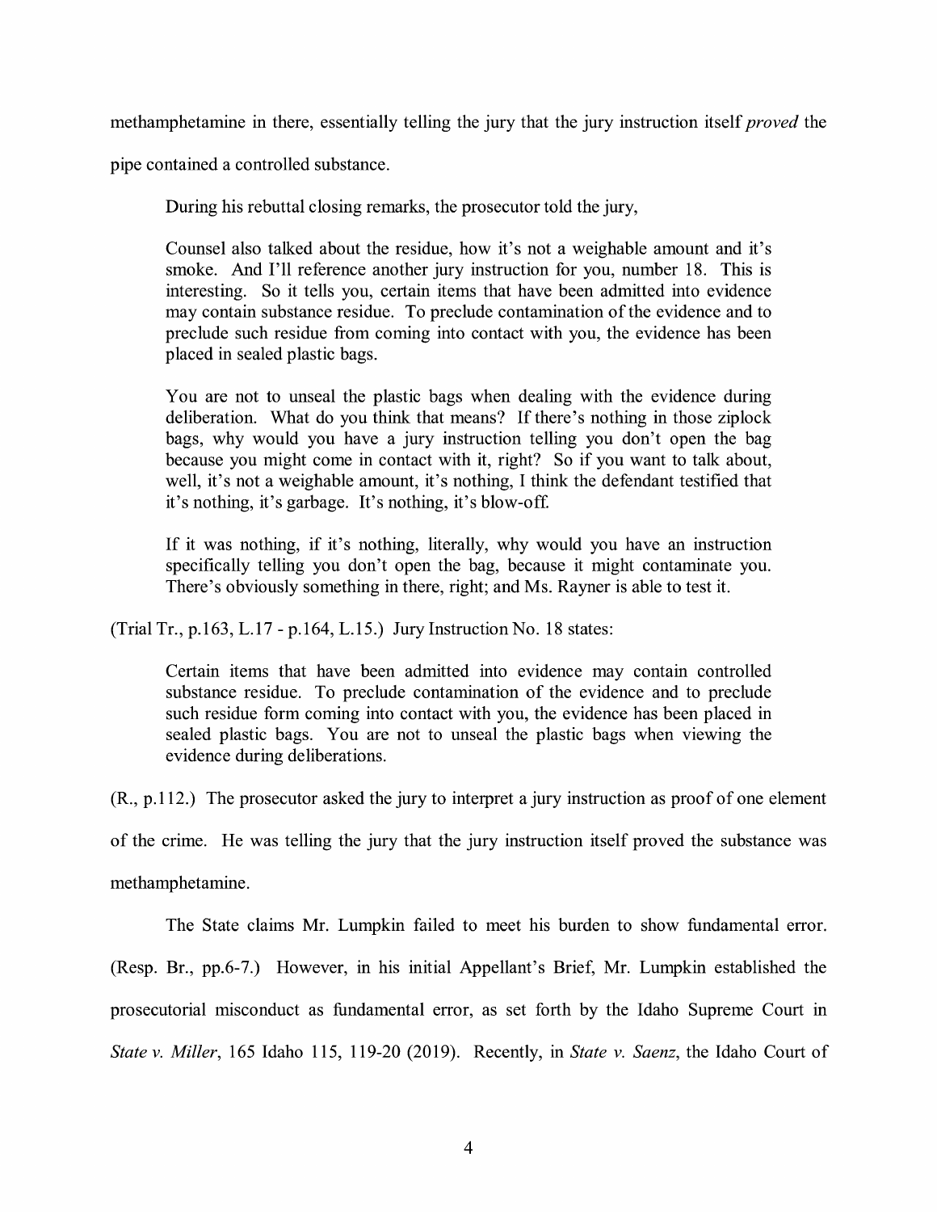methamphetamine in there, essentially telling the jury that the jury instruction itself *proved* the pipe contained a controlled substance.

During his rebuttal closing remarks, the prosecutor told the jury,

> Counsel also talked about the residue, how it's not a weighable amount and it's smoke. And I'll reference another jury instruction for you, number 18. This is interesting. So it tells you, certain items that have been admitted into evidence may contain substance residue. To preclude contamination of the evidence and to preclude such residue from coming into contact with you, the evidence has been placed in sealed plastic bags.
>
> You are not to unseal the plastic bags when dealing with the evidence during deliberation. What do you think that means? If there's nothing in those ziplock bags, why would you have a jury instruction telling you don't open the bag because you might come in contact with it, right? So if you want to talk about, well, it's not a weighable amount, it's nothing, I think the defendant testified that it's nothing, it's garbage. It's nothing, it's blow-off.
>
> If it was nothing, if it's nothing, literally, why would you have an instruction specifically telling you don't open the bag, because it might contaminate you. There's obviously something in there, right; and Ms. Rayner is able to test it.

(Trial Tr., p.163, L.17 - p.164, L.15.) Jury Instruction No. 18 states:

> Certain items that have been admitted into evidence may contain controlled substance residue. To preclude contamination of the evidence and to preclude such residue form coming into contact with you, the evidence has been placed in sealed plastic bags. You are not to unseal the plastic bags when viewing the evidence during deliberations.

(R., p.112.) The prosecutor asked the jury to interpret a jury instruction as proof of one element of the crime. He was telling the jury that the jury instruction itself proved the substance was methamphetamine.

The State claims Mr. Lumpkin failed to meet his burden to show fundamental error. (Resp. Br., pp.6-7.) However, in his initial Appellant's Brief, Mr. Lumpkin established the prosecutorial misconduct as fundamental error, as set forth by the Idaho Supreme Court in *State v. Miller*, 165 Idaho 115, 119-20 (2019). Recently, in *State v. Saenz*, the Idaho Court of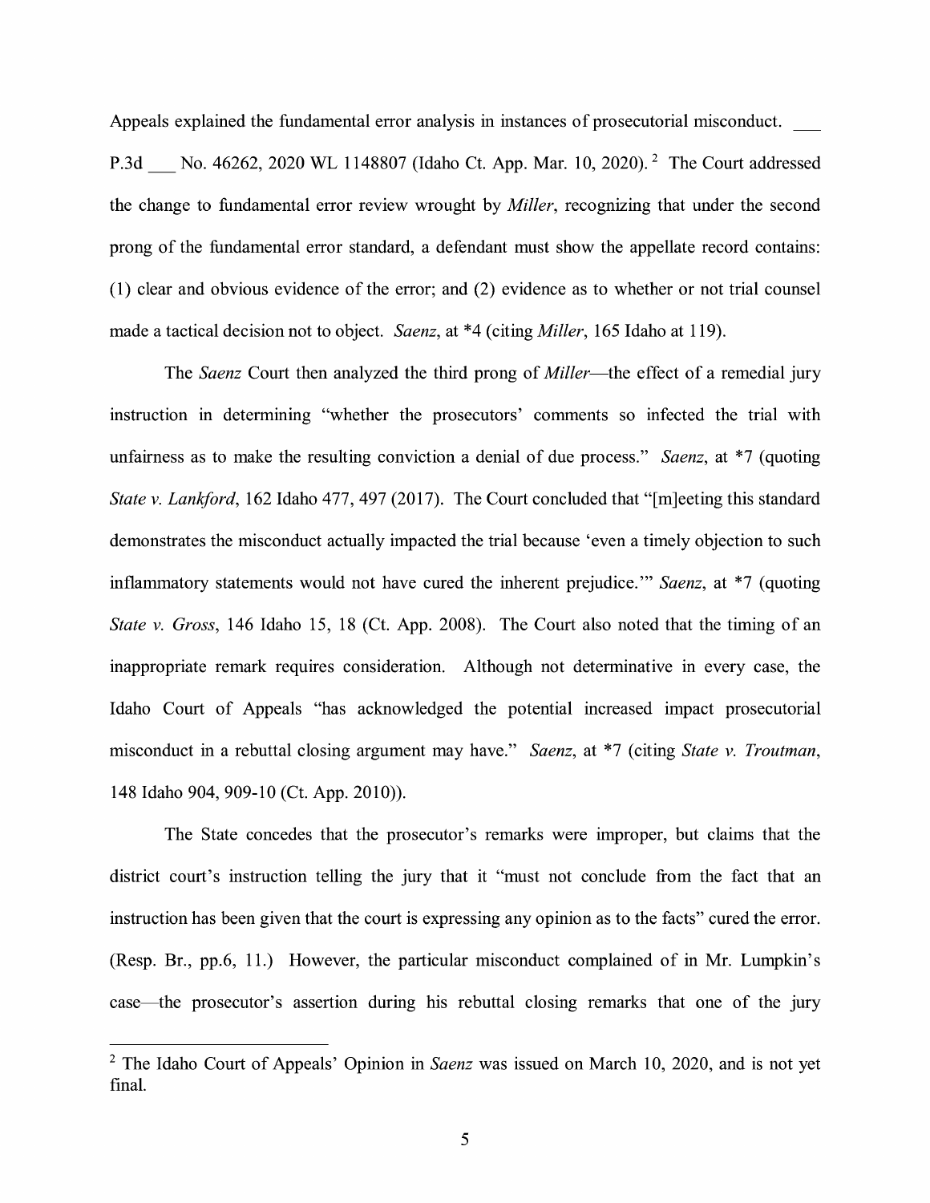Appeals explained the fundamental error analysis in instances of prosecutorial misconduct. ___ P.3d ___ No. 46262, 2020 WL 1148807 (Idaho Ct. App. Mar. 10, 2020).[2] The Court addressed the change to fundamental error review wrought by *Miller*, recognizing that under the second prong of the fundamental error standard, a defendant must show the appellate record contains: (1) clear and obvious evidence of the error; and (2) evidence as to whether or not trial counsel made a tactical decision not to object. *Saenz*, at *4 (citing *Miller*, 165 Idaho at 119).

The *Saenz* Court then analyzed the third prong of *Miller*—the effect of a remedial jury instruction in determining "whether the prosecutors' comments so infected the trial with unfairness as to make the resulting conviction a denial of due process." *Saenz*, at *7 (quoting *State v. Lankford*, 162 Idaho 477, 497 (2017). The Court concluded that "[m]eeting this standard demonstrates the misconduct actually impacted the trial because 'even a timely objection to such inflammatory statements would not have cured the inherent prejudice.'" *Saenz*, at *7 (quoting *State v. Gross*, 146 Idaho 15, 18 (Ct. App. 2008). The Court also noted that the timing of an inappropriate remark requires consideration. Although not determinative in every case, the Idaho Court of Appeals "has acknowledged the potential increased impact prosecutorial misconduct in a rebuttal closing argument may have." *Saenz*, at *7 (citing *State v. Troutman*, 148 Idaho 904, 909-10 (Ct. App. 2010)).

The State concedes that the prosecutor's remarks were improper, but claims that the district court's instruction telling the jury that it "must not conclude from the fact that an instruction has been given that the court is expressing any opinion as to the facts" cured the error. (Resp. Br., pp.6, 11.) However, the particular misconduct complained of in Mr. Lumpkin's case—the prosecutor's assertion during his rebuttal closing remarks that one of the jury

[2] The Idaho Court of Appeals' Opinion in *Saenz* was issued on March 10, 2020, and is not yet final.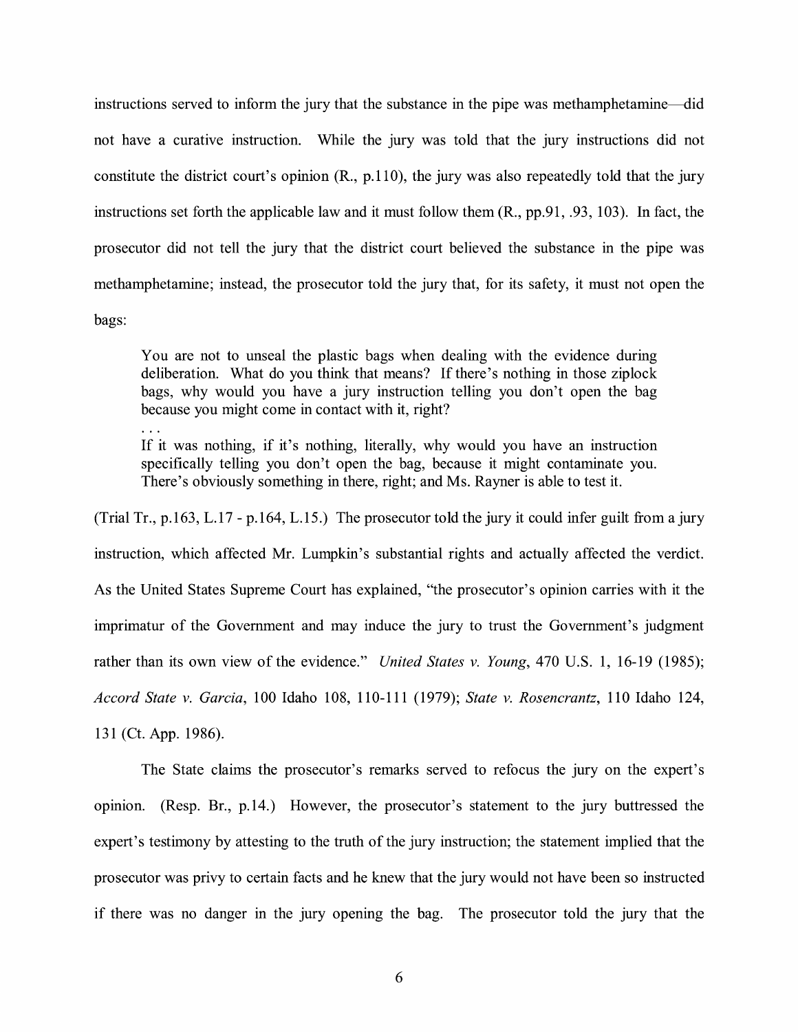instructions served to inform the jury that the substance in the pipe was methamphetamine—did not have a curative instruction. While the jury was told that the jury instructions did not constitute the district court's opinion (R., p.110), the jury was also repeatedly told that the jury instructions set forth the applicable law and it must follow them (R., pp.91, .93, 103). In fact, the prosecutor did not tell the jury that the district court believed the substance in the pipe was methamphetamine; instead, the prosecutor told the jury that, for its safety, it must not open the bags:

> You are not to unseal the plastic bags when dealing with the evidence during deliberation. What do you think that means? If there's nothing in those ziplock bags, why would you have a jury instruction telling you don't open the bag because you might come in contact with it, right?
>
> . . .
>
> If it was nothing, if it's nothing, literally, why would you have an instruction specifically telling you don't open the bag, because it might contaminate you. There's obviously something in there, right; and Ms. Rayner is able to test it.

(Trial Tr., p.163, L.17 - p.164, L.15.) The prosecutor told the jury it could infer guilt from a jury instruction, which affected Mr. Lumpkin's substantial rights and actually affected the verdict. As the United States Supreme Court has explained, "the prosecutor's opinion carries with it the imprimatur of the Government and may induce the jury to trust the Government's judgment rather than its own view of the evidence." *United States v. Young*, 470 U.S. 1, 16-19 (1985); *Accord State v. Garcia*, 100 Idaho 108, 110-111 (1979); *State v. Rosencrantz*, 110 Idaho 124, 131 (Ct. App. 1986).

The State claims the prosecutor's remarks served to refocus the jury on the expert's opinion. (Resp. Br., p.14.) However, the prosecutor's statement to the jury buttressed the expert's testimony by attesting to the truth of the jury instruction; the statement implied that the prosecutor was privy to certain facts and he knew that the jury would not have been so instructed if there was no danger in the jury opening the bag. The prosecutor told the jury that the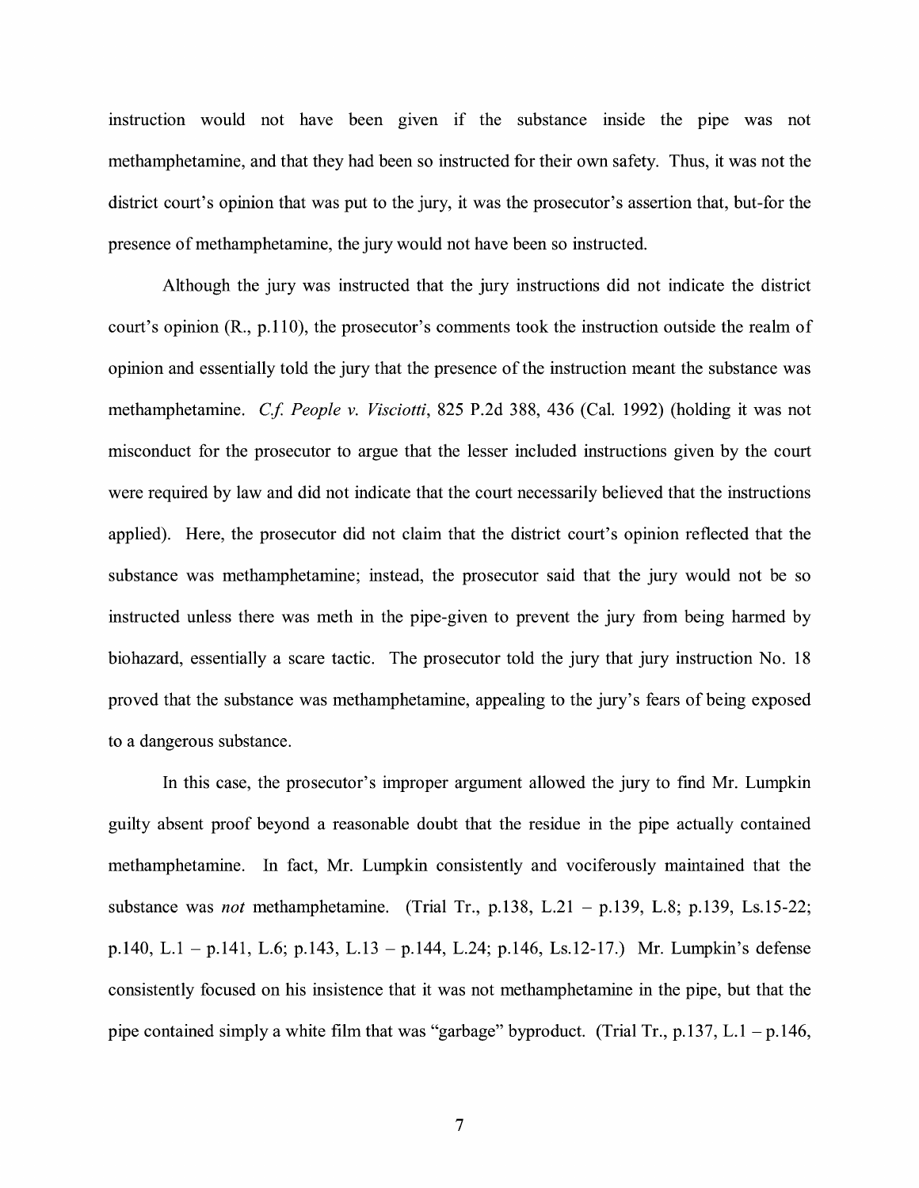instruction would not have been given if the substance inside the pipe was not methamphetamine, and that they had been so instructed for their own safety. Thus, it was not the district court's opinion that was put to the jury, it was the prosecutor's assertion that, but-for the presence of methamphetamine, the jury would not have been so instructed.

Although the jury was instructed that the jury instructions did not indicate the district court's opinion (R., p.110), the prosecutor's comments took the instruction outside the realm of opinion and essentially told the jury that the presence of the instruction meant the substance was methamphetamine. *C.f. People v. Visciotti*, 825 P.2d 388, 436 (Cal. 1992) (holding it was not misconduct for the prosecutor to argue that the lesser included instructions given by the court were required by law and did not indicate that the court necessarily believed that the instructions applied). Here, the prosecutor did not claim that the district court's opinion reflected that the substance was methamphetamine; instead, the prosecutor said that the jury would not be so instructed unless there was meth in the pipe-given to prevent the jury from being harmed by biohazard, essentially a scare tactic. The prosecutor told the jury that jury instruction No. 18 proved that the substance was methamphetamine, appealing to the jury's fears of being exposed to a dangerous substance.

In this case, the prosecutor's improper argument allowed the jury to find Mr. Lumpkin guilty absent proof beyond a reasonable doubt that the residue in the pipe actually contained methamphetamine. In fact, Mr. Lumpkin consistently and vociferously maintained that the substance was *not* methamphetamine. (Trial Tr., p.138, L.21 – p.139, L.8; p.139, Ls.15-22; p.140, L.1 – p.141, L.6; p.143, L.13 – p.144, L.24; p.146, Ls.12-17.) Mr. Lumpkin's defense consistently focused on his insistence that it was not methamphetamine in the pipe, but that the pipe contained simply a white film that was "garbage" byproduct. (Trial Tr., p.137, L.1 – p.146,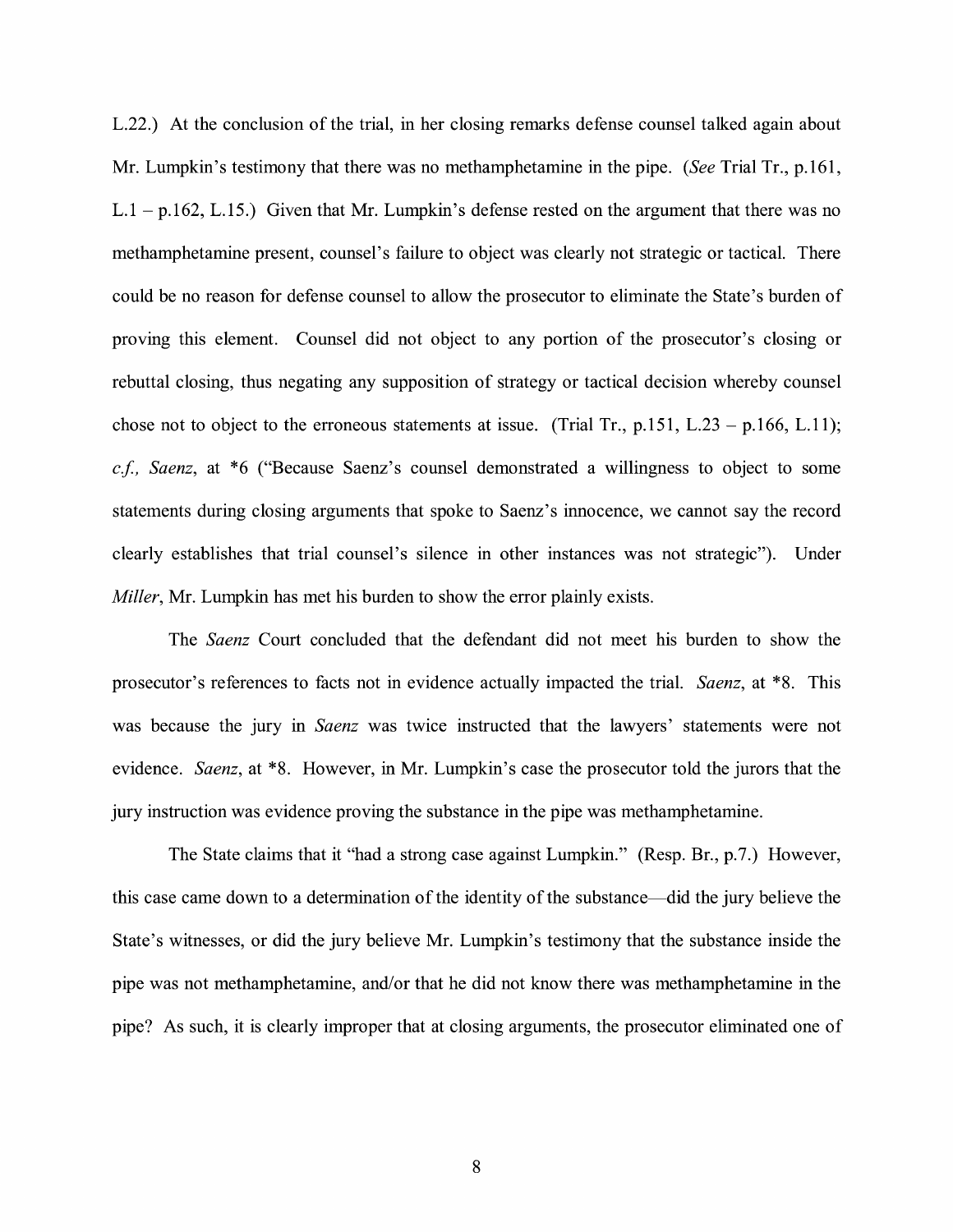L.22.) At the conclusion of the trial, in her closing remarks defense counsel talked again about Mr. Lumpkin's testimony that there was no methamphetamine in the pipe. (*See* Trial Tr., p.161, L.1 – p.162, L.15.) Given that Mr. Lumpkin's defense rested on the argument that there was no methamphetamine present, counsel's failure to object was clearly not strategic or tactical. There could be no reason for defense counsel to allow the prosecutor to eliminate the State's burden of proving this element. Counsel did not object to any portion of the prosecutor's closing or rebuttal closing, thus negating any supposition of strategy or tactical decision whereby counsel chose not to object to the erroneous statements at issue. (Trial Tr., p.151, L.23 – p.166, L.11); *c.f., Saenz*, at *6 ("Because Saenz's counsel demonstrated a willingness to object to some statements during closing arguments that spoke to Saenz's innocence, we cannot say the record clearly establishes that trial counsel's silence in other instances was not strategic"). Under *Miller*, Mr. Lumpkin has met his burden to show the error plainly exists.

The *Saenz* Court concluded that the defendant did not meet his burden to show the prosecutor's references to facts not in evidence actually impacted the trial. *Saenz*, at *8. This was because the jury in *Saenz* was twice instructed that the lawyers' statements were not evidence. *Saenz*, at *8. However, in Mr. Lumpkin's case the prosecutor told the jurors that the jury instruction was evidence proving the substance in the pipe was methamphetamine.

The State claims that it "had a strong case against Lumpkin." (Resp. Br., p.7.) However, this case came down to a determination of the identity of the substance—did the jury believe the State's witnesses, or did the jury believe Mr. Lumpkin's testimony that the substance inside the pipe was not methamphetamine, and/or that he did not know there was methamphetamine in the pipe? As such, it is clearly improper that at closing arguments, the prosecutor eliminated one of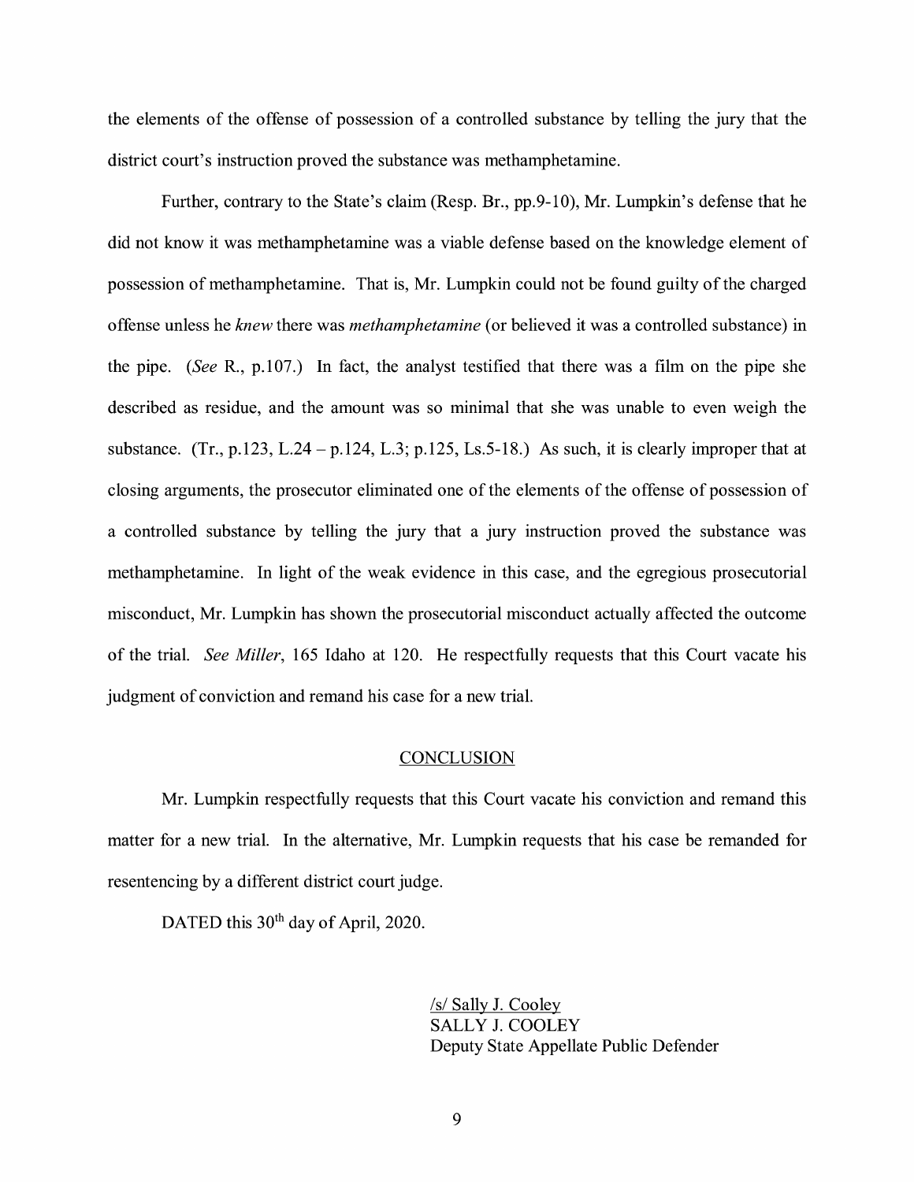the elements of the offense of possession of a controlled substance by telling the jury that the district court's instruction proved the substance was methamphetamine.

Further, contrary to the State's claim (Resp. Br., pp.9-10), Mr. Lumpkin's defense that he did not know it was methamphetamine was a viable defense based on the knowledge element of possession of methamphetamine. That is, Mr. Lumpkin could not be found guilty of the charged offense unless he *knew* there was *methamphetamine* (or believed it was a controlled substance) in the pipe. (*See* R., p.107.) In fact, the analyst testified that there was a film on the pipe she described as residue, and the amount was so minimal that she was unable to even weigh the substance. (Tr., p.123, L.24 – p.124, L.3; p.125, Ls.5-18.) As such, it is clearly improper that at closing arguments, the prosecutor eliminated one of the elements of the offense of possession of a controlled substance by telling the jury that a jury instruction proved the substance was methamphetamine. In light of the weak evidence in this case, and the egregious prosecutorial misconduct, Mr. Lumpkin has shown the prosecutorial misconduct actually affected the outcome of the trial. *See Miller*, 165 Idaho at 120. He respectfully requests that this Court vacate his judgment of conviction and remand his case for a new trial.

## CONCLUSION

Mr. Lumpkin respectfully requests that this Court vacate his conviction and remand this matter for a new trial. In the alternative, Mr. Lumpkin requests that his case be remanded for resentencing by a different district court judge.

DATED this 30th day of April, 2020.

/s/ Sally J. Cooley
SALLY J. COOLEY
Deputy State Appellate Public Defender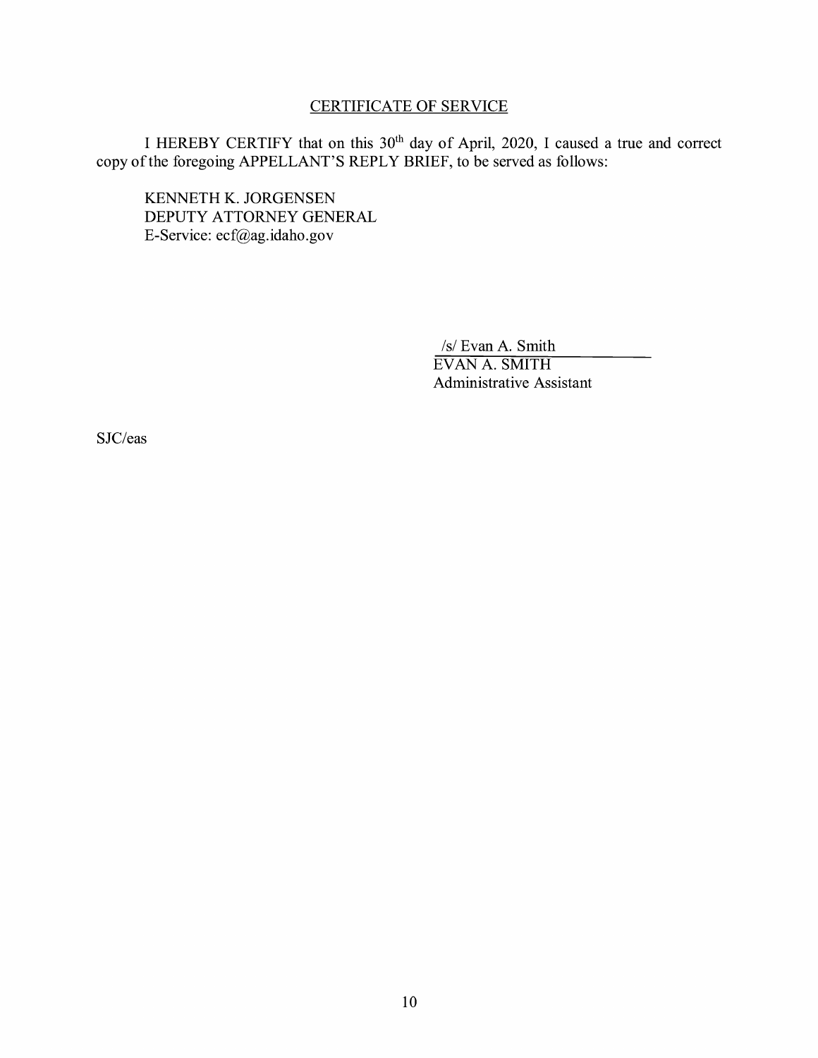## CERTIFICATE OF SERVICE

I HEREBY CERTIFY that on this 30th day of April, 2020, I caused a true and correct copy of the foregoing APPELLANT'S REPLY BRIEF, to be served as follows:

KENNETH K. JORGENSEN
DEPUTY ATTORNEY GENERAL
E-Service: ecf@ag.idaho.gov

/s/ Evan A. Smith
EVAN A. SMITH
Administrative Assistant

SJC/eas